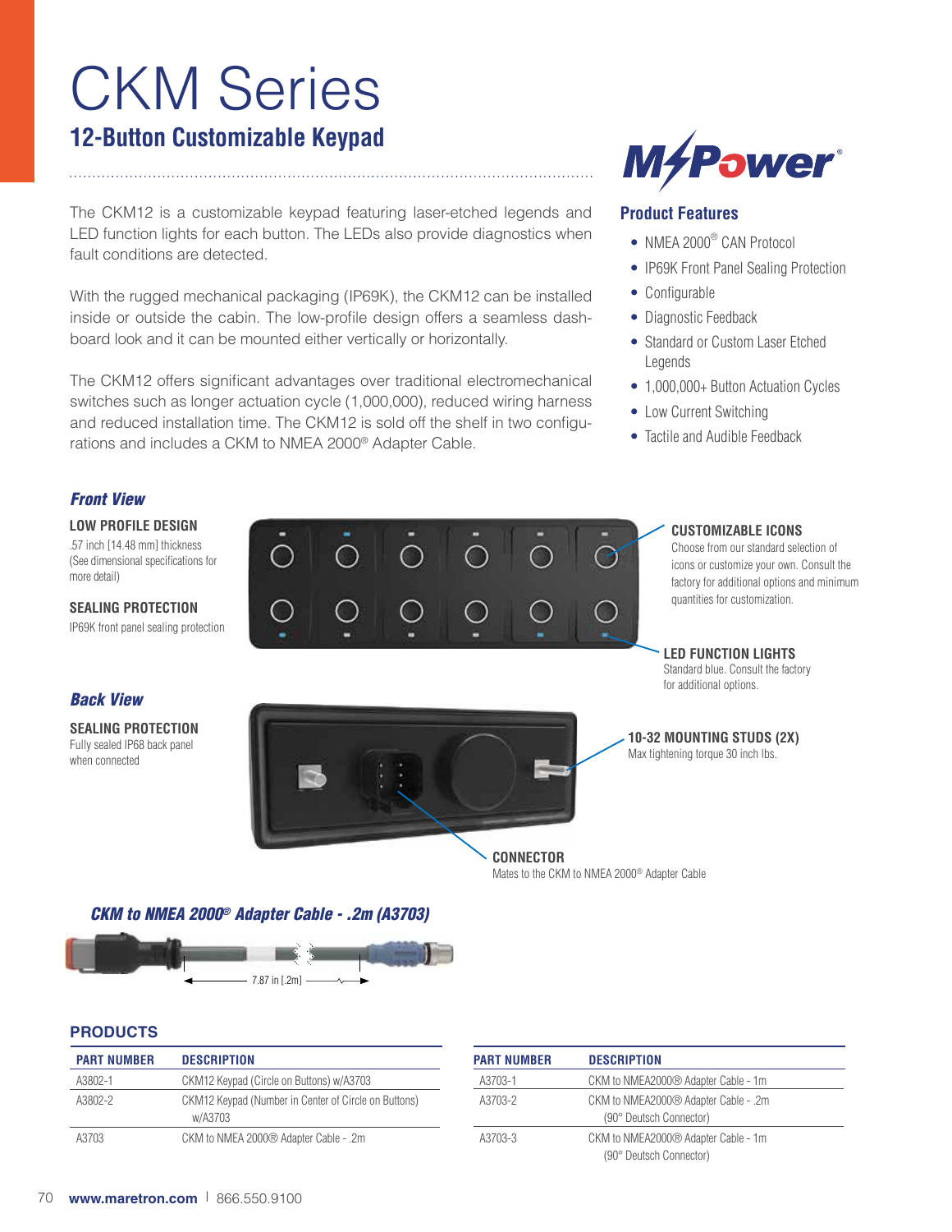# CKM Series

## 12-Button Customizable Keypad

The CKM12 is a customizable keypad featuring laser-etched legends and LED function lights for each button. The LEDs also provide diagnostics when fault conditions are detected.

With the rugged mechanical packaging (IP69K), the CKM12 can be installed inside or outside the cabin. The low-profile design offers a seamless dashboard look and it can be mounted either vertically or horizontally.

The CKM12 offers significant advantages over traditional electromechanical switches such as longer actuation cycle (1,000,000), reduced wiring harness and reduced installation time. The CKM12 is sold off the shelf in two configurations and includes a CKM to NMEA 2000® Adapter Cable.

MPower®

### Product Features

- NMEA 2000® CAN Protocol
- IP69K Front Panel Sealing Protection
- Configurable
- Diagnostic Feedback
- Standard or Custom Laser Etched Legends
- 1,000,000+ Button Actuation Cycles
- Low Current Switching
- Tactile and Audible Feedback

### *Front View*

**LOW PROFILE DESIGN**
.57 inch [14.48 mm] thickness (See dimensional specifications for more detail)

**SEALING PROTECTION**
IP69K front panel sealing protection

**CUSTOMIZABLE ICONS**
Choose from our standard selection of icons or customize your own. Consult the factory for additional options and minimum quantities for customization.

**LED FUNCTION LIGHTS**
Standard blue. Consult the factory for additional options.

### *Back View*

**SEALING PROTECTION**
Fully sealed IP68 back panel when connected

**10-32 MOUNTING STUDS (2X)**
Max tightening torque 30 inch lbs.

**CONNECTOR**
Mates to the CKM to NMEA 2000® Adapter Cable

### *CKM to NMEA 2000® Adapter Cable - .2m (A3703)*

7.87 in [.2m]

## PRODUCTS

| PART NUMBER | DESCRIPTION |
|---|---|
| A3802-1 | CKM12 Keypad (Circle on Buttons) w/A3703 |
| A3802-2 | CKM12 Keypad (Number in Center of Circle on Buttons) w/A3703 |
| A3703 | CKM to NMEA 2000® Adapter Cable - .2m |

| PART NUMBER | DESCRIPTION |
|---|---|
| A3703-1 | CKM to NMEA2000® Adapter Cable - 1m |
| A3703-2 | CKM to NMEA2000® Adapter Cable - .2m (90° Deutsch Connector) |
| A3703-3 | CKM to NMEA2000® Adapter Cable - 1m (90° Deutsch Connector) |

**www.maretron.com** | 866.550.9100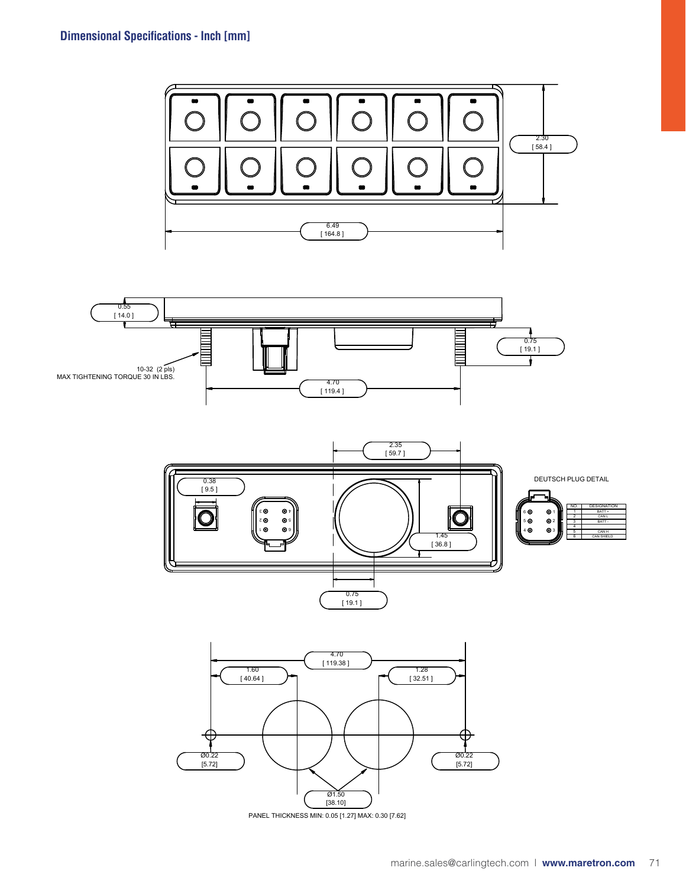## Dimensional Specifications - Inch [mm]

2.30
[ 58.4 ]

6.49
[ 164.8 ]

0.55
[ 14.0 ]

0.75
[ 19.1 ]

10-32 (2 pls)
MAX TIGHTENING TORQUE 30 IN LBS.

4.70
[ 119.4 ]

2.35
[ 59.7 ]

0.38
[ 9.5 ]

1.45
[ 36.8 ]

0.75
[ 19.1 ]

DEUTSCH PLUG DETAIL

| NO. | DESIGNATION |
|---|---|
| 1 | BATT + |
| 2 | CAN L |
| 3 | BATT - |
| 4 | |
| 5 | CAN H |
| 6 | CAN SHIELD |

4.70
[ 119.38 ]

1.60
[ 40.64 ]

1.28
[ 32.51 ]

Ø0.22
[5.72]

Ø0.22
[5.72]

Ø1.50
[38.10]

PANEL THICKNESS MIN: 0.05 [1.27] MAX: 0.30 [7.62]

marine.sales@carlingtech.com | **www.maretron.com**